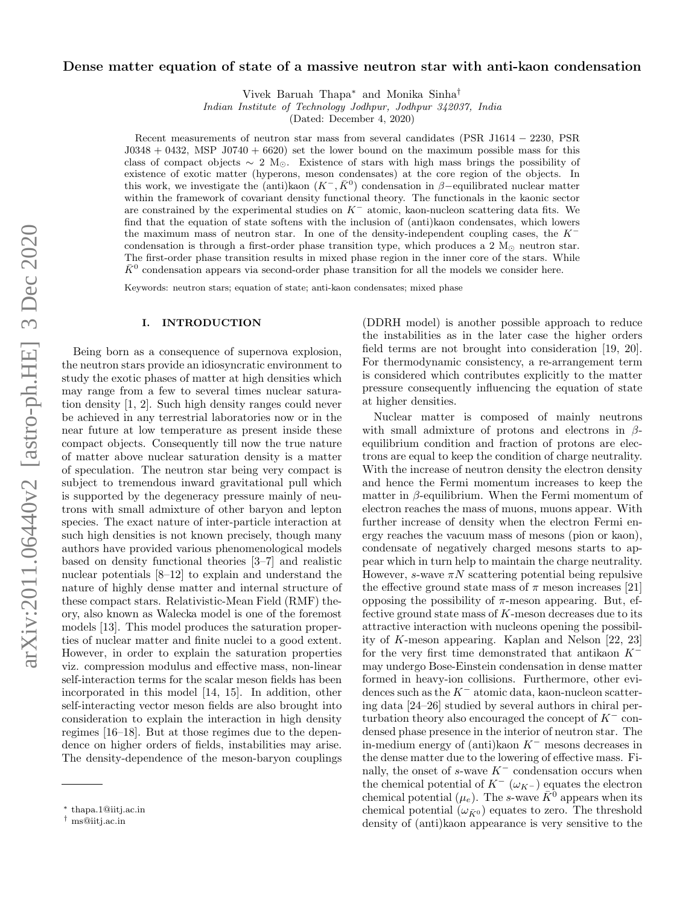# Dense matter equation of state of a massive neutron star with anti-kaon condensation

Vivek Baruah Thapa[*] and Monika Sinha[†]

*Indian Institute of Technology Jodhpur, Jodhpur 342037, India*

(Dated: December 4, 2020)

Recent measurements of neutron star mass from several candidates (PSR J1614 − 2230, PSR J0348 + 0432, MSP J0740 + 6620) set the lower bound on the maximum possible mass for this class of compact objects ∼ 2 $M_\odot$. Existence of stars with high mass brings the possibility of existence of exotic matter (hyperons, meson condensates) at the core region of the objects. In this work, we investigate the (anti)kaon ($K^-, \bar{K}^0$) condensation in $\beta$−equilibrated nuclear matter within the framework of covariant density functional theory. The functionals in the kaonic sector are constrained by the experimental studies on $K^-$ atomic, kaon-nucleon scattering data fits. We find that the equation of state softens with the inclusion of (anti)kaon condensates, which lowers the maximum mass of neutron star. In one of the density-independent coupling cases, the $K^-$ condensation is through a first-order phase transition type, which produces a 2 $M_\odot$ neutron star. The first-order phase transition results in mixed phase region in the inner core of the stars. While $\bar{K}^0$ condensation appears via second-order phase transition for all the models we consider here.

Keywords: neutron stars; equation of state; anti-kaon condensates; mixed phase

## I. INTRODUCTION

Being born as a consequence of supernova explosion, the neutron stars provide an idiosyncratic environment to study the exotic phases of matter at high densities which may range from a few to several times nuclear saturation density [1, 2]. Such high density ranges could never be achieved in any terrestrial laboratories now or in the near future at low temperature as present inside these compact objects. Consequently till now the true nature of matter above nuclear saturation density is a matter of speculation. The neutron star being very compact is subject to tremendous inward gravitational pull which is supported by the degeneracy pressure mainly of neutrons with small admixture of other baryon and lepton species. The exact nature of inter-particle interaction at such high densities is not known precisely, though many authors have provided various phenomenological models based on density functional theories [3–7] and realistic nuclear potentials [8–12] to explain and understand the nature of highly dense matter and internal structure of these compact stars. Relativistic-Mean Field (RMF) theory, also known as Walecka model is one of the foremost models [13]. This model produces the saturation properties of nuclear matter and finite nuclei to a good extent. However, in order to explain the saturation properties viz. compression modulus and effective mass, non-linear self-interaction terms for the scalar meson fields has been incorporated in this model [14, 15]. In addition, other self-interacting vector meson fields are also brought into consideration to explain the interaction in high density regimes [16–18]. But at those regimes due to the dependence on higher orders of fields, instabilities may arise. The density-dependence of the meson-baryon couplings (DDRH model) is another possible approach to reduce the instabilities as in the later case the higher orders field terms are not brought into consideration [19, 20]. For thermodynamic consistency, a re-arrangement term is considered which contributes explicitly to the matter pressure consequently influencing the equation of state at higher densities.

Nuclear matter is composed of mainly neutrons with small admixture of protons and electrons in $\beta$-equilibrium condition and fraction of protons are electrons are equal to keep the condition of charge neutrality. With the increase of neutron density the electron density and hence the Fermi momentum increases to keep the matter in $\beta$-equilibrium. When the Fermi momentum of electron reaches the mass of muons, muons appear. With further increase of density when the electron Fermi energy reaches the vacuum mass of mesons (pion or kaon), condensate of negatively charged mesons starts to appear which in turn help to maintain the charge neutrality. However, $s$-wave $\pi N$ scattering potential being repulsive the effective ground state mass of $\pi$ meson increases [21] opposing the possibility of $\pi$-meson appearing. But, effective ground state mass of $K$-meson decreases due to its attractive interaction with nucleons opening the possibility of $K$-meson appearing. Kaplan and Nelson [22, 23] for the very first time demonstrated that antikaon $K^-$ may undergo Bose-Einstein condensation in dense matter formed in heavy-ion collisions. Furthermore, other evidences such as the $K^-$ atomic data, kaon-nucleon scattering data [24–26] studied by several authors in chiral perturbation theory also encouraged the concept of $K^-$ condensed phase presence in the interior of neutron star. The in-medium energy of (anti)kaon $K^-$ mesons decreases in the dense matter due to the lowering of effective mass. Finally, the onset of $s$-wave $K^-$ condensation occurs when the chemical potential of $K^-$ ($\omega_{K^-}$) equates the electron chemical potential ($\mu_e$). The $s$-wave $\bar{K}^0$ appears when its chemical potential ($\omega_{\bar{K}^0}$) equates to zero. The threshold density of (anti)kaon appearance is very sensitive to the

---

[*] thapa.1@iitj.ac.in

[†] ms@iitj.ac.in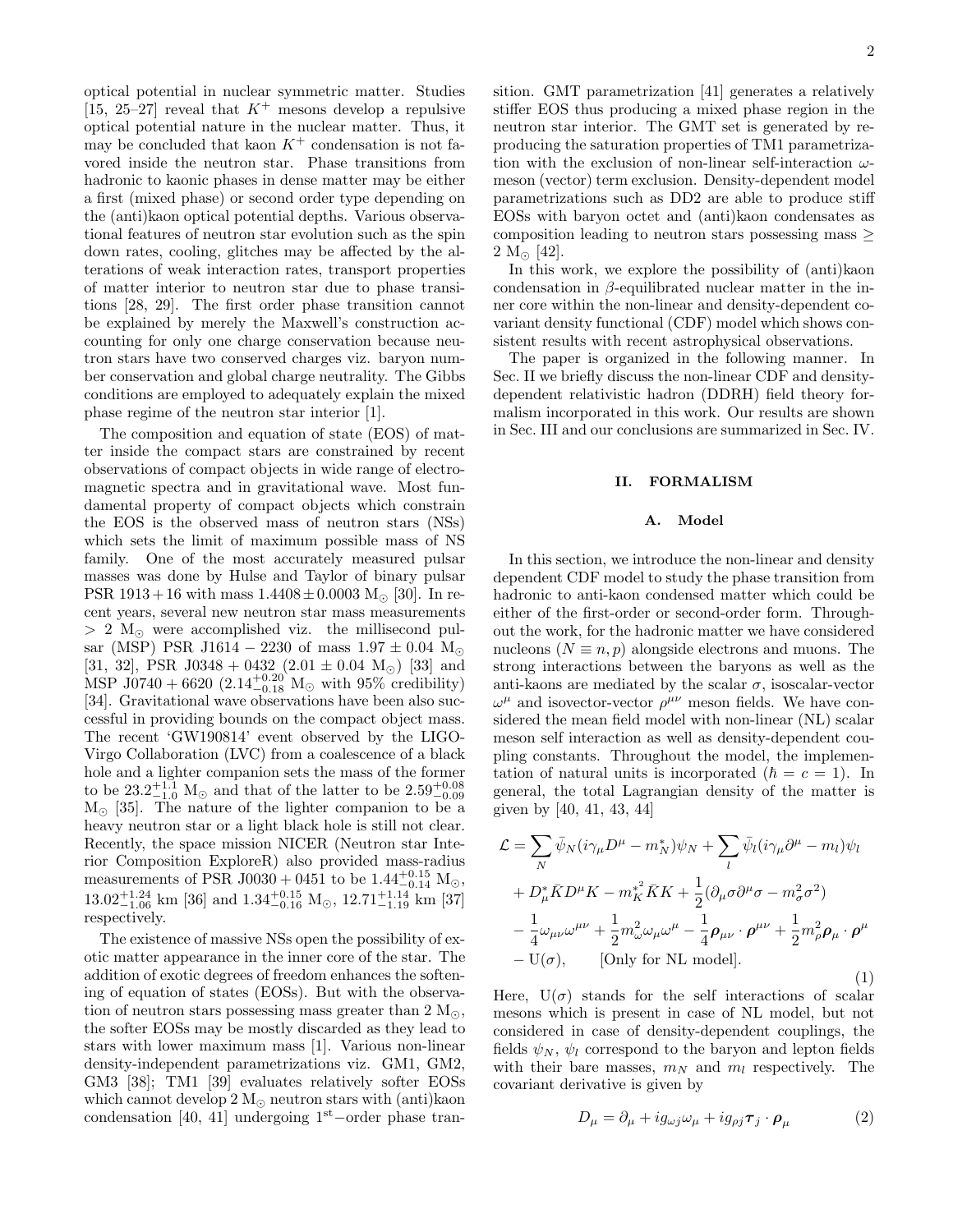optical potential in nuclear symmetric matter. Studies [15, 25–27] reveal that $K^+$ mesons develop a repulsive optical potential nature in the nuclear matter. Thus, it may be concluded that kaon $K^+$ condensation is not favored inside the neutron star. Phase transitions from hadronic to kaonic phases in dense matter may be either a first (mixed phase) or second order type depending on the (anti)kaon optical potential depths. Various observational features of neutron star evolution such as the spin down rates, cooling, glitches may be affected by the alterations of weak interaction rates, transport properties of matter interior to neutron star due to phase transitions [28, 29]. The first order phase transition cannot be explained by merely the Maxwell's construction accounting for only one charge conservation because neutron stars have two conserved charges viz. baryon number conservation and global charge neutrality. The Gibbs conditions are employed to adequately explain the mixed phase regime of the neutron star interior [1].

The composition and equation of state (EOS) of matter inside the compact stars are constrained by recent observations of compact objects in wide range of electromagnetic spectra and in gravitational wave. Most fundamental property of compact objects which constrain the EOS is the observed mass of neutron stars (NSs) which sets the limit of maximum possible mass of NS family. One of the most accurately measured pulsar masses was done by Hulse and Taylor of binary pulsar PSR 1913 + 16 with mass $1.4408 \pm 0.0003$ M$_\odot$ [30]. In recent years, several new neutron star mass measurements $> 2$ M$_\odot$ were accomplished viz. the millisecond pulsar (MSP) PSR J1614 − 2230 of mass $1.97 \pm 0.04$ M$_\odot$ [31, 32], PSR J0348 + 0432 ($2.01 \pm 0.04$ M$_\odot$) [33] and MSP J0740 + 6620 ($2.14^{+0.20}_{-0.18}$ M$_\odot$ with 95% credibility) [34]. Gravitational wave observations have been also successful in providing bounds on the compact object mass. The recent 'GW190814' event observed by the LIGO-Virgo Collaboration (LVC) from a coalescence of a black hole and a lighter companion sets the mass of the former to be $23.2^{+1.1}_{-1.0}$ M$_\odot$ and that of the latter to be $2.59^{+0.08}_{-0.09}$ M$_\odot$ [35]. The nature of the lighter companion to be a heavy neutron star or a light black hole is still not clear. Recently, the space mission NICER (Neutron star Interior Composition ExploreR) also provided mass-radius measurements of PSR J0030 + 0451 to be $1.44^{+0.15}_{-0.14}$ M$_\odot$, $13.02^{+1.24}_{-1.06}$ km [36] and $1.34^{+0.15}_{-0.16}$ M$_\odot$, $12.71^{+1.14}_{-1.19}$ km [37] respectively.

The existence of massive NSs open the possibility of exotic matter appearance in the inner core of the star. The addition of exotic degrees of freedom enhances the softening of equation of states (EOSs). But with the observation of neutron stars possessing mass greater than 2 M$_\odot$, the softer EOSs may be mostly discarded as they lead to stars with lower maximum mass [1]. Various non-linear density-independent parametrizations viz. GM1, GM2, GM3 [38]; TM1 [39] evaluates relatively softer EOSs which cannot develop 2 M$_\odot$ neutron stars with (anti)kaon condensation [40, 41] undergoing 1$^{\text{st}}$−order phase transition. GMT parametrization [41] generates a relatively stiffer EOS thus producing a mixed phase region in the neutron star interior. The GMT set is generated by reproducing the saturation properties of TM1 parametrization with the exclusion of non-linear self-interaction $\omega$-meson (vector) term exclusion. Density-dependent model parametrizations such as DD2 are able to produce stiff EOSs with baryon octet and (anti)kaon condensates as composition leading to neutron stars possessing mass $\geq$ 2 M$_\odot$ [42].

In this work, we explore the possibility of (anti)kaon condensation in $\beta$-equilibrated nuclear matter in the inner core within the non-linear and density-dependent covariant density functional (CDF) model which shows consistent results with recent astrophysical observations.

The paper is organized in the following manner. In Sec. II we briefly discuss the non-linear CDF and density-dependent relativistic hadron (DDRH) field theory formalism incorporated in this work. Our results are shown in Sec. III and our conclusions are summarized in Sec. IV.

## II. FORMALISM

### A. Model

In this section, we introduce the non-linear and density dependent CDF model to study the phase transition from hadronic to anti-kaon condensed matter which could be either of the first-order or second-order form. Throughout the work, for the hadronic matter we have considered nucleons ($N \equiv n, p$) alongside electrons and muons. The strong interactions between the baryons as well as the anti-kaons are mediated by the scalar $\sigma$, isoscalar-vector $\omega^\mu$ and isovector-vector $\rho^{\mu\nu}$ meson fields. We have considered the mean field model with non-linear (NL) scalar meson self interaction as well as density-dependent coupling constants. Throughout the model, the implementation of natural units is incorporated ($\hbar = c = 1$). In general, the total Lagrangian density of the matter is given by [40, 41, 43, 44]

$$
\begin{aligned}
\mathcal{L} = & \sum_N \bar{\psi}_N (i\gamma_\mu D^\mu - m_N^*)\psi_N + \sum_l \bar{\psi}_l (i\gamma_\mu \partial^\mu - m_l)\psi_l \\
& + D_\mu^* \bar{K} D^\mu K - m_K^{*^2} \bar{K} K + \frac{1}{2}(\partial_\mu \sigma \partial^\mu \sigma - m_\sigma^2 \sigma^2) \\
& - \frac{1}{4}\omega_{\mu\nu}\omega^{\mu\nu} + \frac{1}{2}m_\omega^2 \omega_\mu \omega^\mu - \frac{1}{4}\boldsymbol{\rho}_{\mu\nu}\cdot\boldsymbol{\rho}^{\mu\nu} + \frac{1}{2}m_\rho^2 \boldsymbol{\rho}_\mu \cdot \boldsymbol{\rho}^\mu \\
& - \mathrm{U}(\sigma), \qquad \text{[Only for NL model].}
\end{aligned}
\tag{1}
$$

Here, $\mathrm{U}(\sigma)$ stands for the self interactions of scalar mesons which is present in case of NL model, but not considered in case of density-dependent couplings, the fields $\psi_N$, $\psi_l$ correspond to the baryon and lepton fields with their bare masses, $m_N$ and $m_l$ respectively. The covariant derivative is given by

$$
D_\mu = \partial_\mu + i g_{\omega j}\omega_\mu + i g_{\rho j}\boldsymbol{\tau}_j \cdot \boldsymbol{\rho}_\mu \tag{2}
$$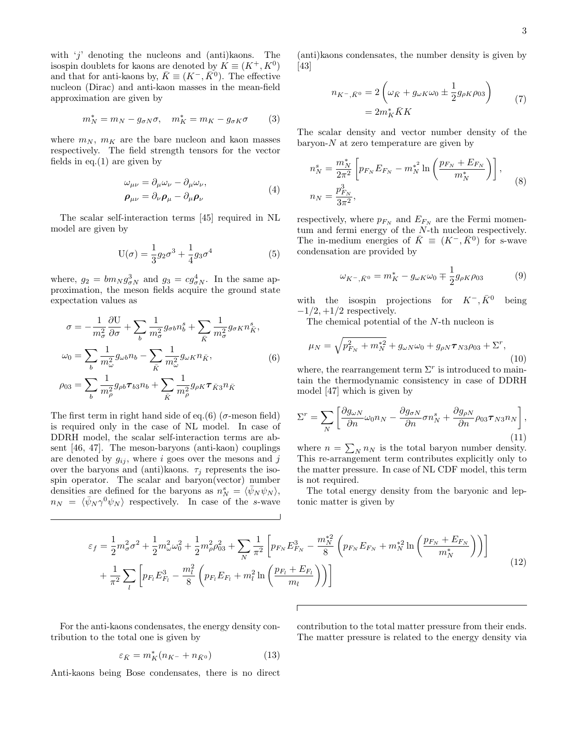with '$j$' denoting the nucleons and (anti)kaons. The isospin doublets for kaons are denoted by $K \equiv (K^+, K^0)$ and that for anti-kaons by, $\bar{K} \equiv (K^-, \bar{K}^0)$. The effective nucleon (Dirac) and anti-kaon masses in the mean-field approximation are given by

$$m_N^* = m_N - g_{\sigma N}\sigma, \quad m_K^* = m_K - g_{\sigma K}\sigma \tag{3}$$

where $m_N$, $m_K$ are the bare nucleon and kaon masses respectively. The field strength tensors for the vector fields in eq.(1) are given by

$$\begin{aligned}\omega_{\mu\nu} &= \partial_\mu \omega_\nu - \partial_\mu \omega_\nu, \\ \boldsymbol{\rho}_{\mu\nu} &= \partial_\nu \boldsymbol{\rho}_\mu - \partial_\mu \boldsymbol{\rho}_\nu\end{aligned} \tag{4}$$

The scalar self-interaction terms [45] required in NL model are given by

$$\mathrm{U}(\sigma) = \frac{1}{3}g_2\sigma^3 + \frac{1}{4}g_3\sigma^4 \tag{5}$$

where, $g_2 = bm_N g_{\sigma N}^3$ and $g_3 = cg_{\sigma N}^4$. In the same approximation, the meson fields acquire the ground state expectation values as

$$\begin{aligned}\sigma &= -\frac{1}{m_\sigma^2}\frac{\partial \mathrm{U}}{\partial \sigma} + \sum_b \frac{1}{m_\sigma^2} g_{\sigma b} n_b^s + \sum_{\bar{K}} \frac{1}{m_\sigma^2} g_{\sigma K} n_{\bar{K}}^s, \\ \omega_0 &= \sum_b \frac{1}{m_\omega^2} g_{\omega b} n_b - \sum_{\bar{K}} \frac{1}{m_\omega^2} g_{\omega K} n_{\bar{K}}, \\ \rho_{03} &= \sum_b \frac{1}{m_\rho^2} g_{\rho b} \boldsymbol{\tau}_{b3} n_b + \sum_{\bar{K}} \frac{1}{m_\rho^2} g_{\rho K} \boldsymbol{\tau}_{\bar{K}3} n_{\bar{K}}\end{aligned} \tag{6}$$

The first term in right hand side of eq.(6) ($\sigma$-meson field) is required only in the case of NL model. In case of DDRH model, the scalar self-interaction terms are absent [46, 47]. The meson-baryons (anti-kaon) couplings are denoted by $g_{ij}$, where $i$ goes over the mesons and $j$ over the baryons and (anti)kaons. $\tau_j$ represents the isospin operator. The scalar and baryon(vector) number densities are defined for the baryons as $n_N^s = \langle \bar{\psi}_N \psi_N \rangle$, $n_N = \langle \bar{\psi}_N \gamma^0 \psi_N \rangle$ respectively. In case of the $s$-wave (anti)kaons condensates, the number density is given by [43]

$$\begin{aligned}n_{K^-,\bar{K}^0} &= 2\left(\omega_{\bar{K}} + g_{\omega K}\omega_0 \pm \frac{1}{2}g_{\rho K}\rho_{03}\right) \\ &= 2m_K^* \bar{K}K\end{aligned} \tag{7}$$

The scalar density and vector number density of the baryon-$N$ at zero temperature are given by

$$\begin{aligned}n_N^s &= \frac{m_N^*}{2\pi^2}\left[p_{F_N}E_{F_N} - m_N^{*^2}\ln\left(\frac{p_{F_N}+E_{F_N}}{m_N^*}\right)\right], \\ n_N &= \frac{p_{F_N}^3}{3\pi^2},\end{aligned} \tag{8}$$

respectively, where $p_{F_N}$ and $E_{F_N}$ are the Fermi momentum and fermi energy of the $N$-th nucleon respectively. The in-medium energies of $\bar{K} \equiv (K^-, \bar{K}^0)$ for s-wave condensation are provided by

$$\omega_{K^-,\bar{K}^0} = m_K^* - g_{\omega K}\omega_0 \mp \frac{1}{2}g_{\rho K}\rho_{03} \tag{9}$$

with the isospin projections for $K^-, \bar{K}^0$ being $-1/2, +1/2$ respectively.

The chemical potential of the $N$-th nucleon is

$$\mu_N = \sqrt{p_{F_N}^2 + m_N^{*2}} + g_{\omega N}\omega_0 + g_{\rho N}\boldsymbol{\tau}_{N3}\rho_{03} + \Sigma^r, \tag{10}$$

where, the rearrangement term $\Sigma^r$ is introduced to maintain the thermodynamic consistency in case of DDRH model [47] which is given by

$$\Sigma^r = \sum_N \left[\frac{\partial g_{\omega N}}{\partial n}\omega_0 n_N - \frac{\partial g_{\sigma N}}{\partial n}\sigma n_N^s + \frac{\partial g_{\rho N}}{\partial n}\rho_{03}\boldsymbol{\tau}_{N3} n_N\right], \tag{11}$$

where $n = \sum_N n_N$ is the total baryon number density. This re-arrangement term contributes explicitly only to the matter pressure. In case of NL CDF model, this term is not required.

The total energy density from the baryonic and leptonic matter is given by

$$\begin{aligned}\varepsilon_f = &\frac{1}{2}m_\sigma^2\sigma^2 + \frac{1}{2}m_\omega^2\omega_0^2 + \frac{1}{2}m_\rho^2\rho_{03}^2 + \sum_N \frac{1}{\pi^2}\left[p_{F_N}E_{F_N}^3 - \frac{m_N^{*2}}{8}\left(p_{F_N}E_{F_N} + m_N^{*2}\ln\left(\frac{p_{F_N}+E_{F_N}}{m_N^*}\right)\right)\right] \\ &+ \frac{1}{\pi^2}\sum_l \left[p_{F_l}E_{F_l}^3 - \frac{m_l^2}{8}\left(p_{F_l}E_{F_l} + m_l^2\ln\left(\frac{p_{F_l}+E_{F_l}}{m_l}\right)\right)\right]\end{aligned} \tag{12}$$

For the anti-kaons condensates, the energy density contribution to the total one is given by

$$\varepsilon_{\bar{K}} = m_K^*(n_{K^-} + n_{\bar{K}^0}) \tag{13}$$

Anti-kaons being Bose condensates, there is no direct contribution to the total matter pressure from their ends. The matter pressure is related to the energy density via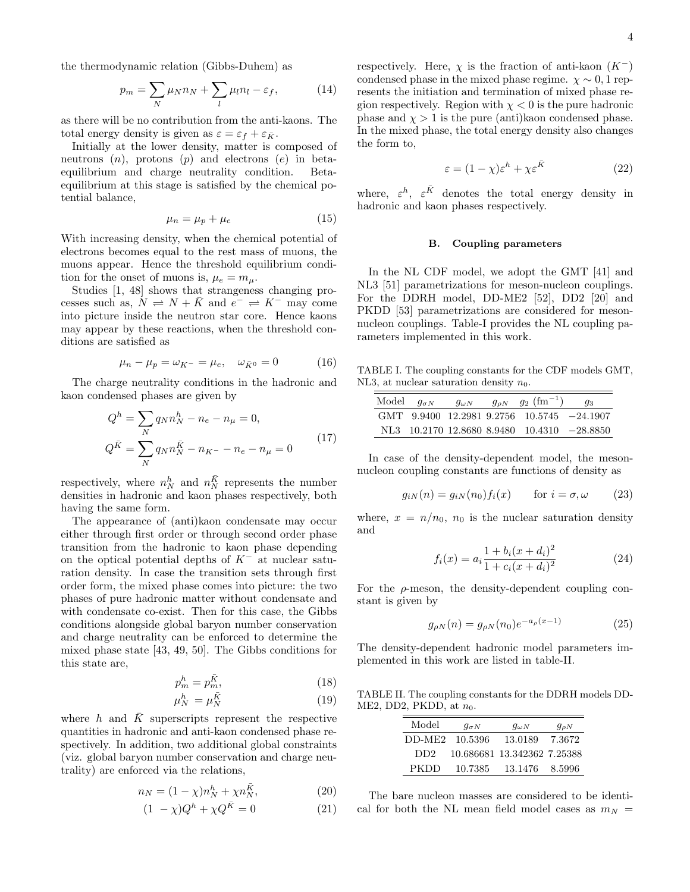the thermodynamic relation (Gibbs-Duhem) as

$$p_m = \sum_N \mu_N n_N + \sum_l \mu_l n_l - \varepsilon_f, \tag{14}$$

as there will be no contribution from the anti-kaons. The total energy density is given as $\varepsilon = \varepsilon_f + \varepsilon_{\bar{K}}$.

Initially at the lower density, matter is composed of neutrons ($n$), protons ($p$) and electrons ($e$) in beta-equilibrium and charge neutrality condition. Beta-equilibrium at this stage is satisfied by the chemical potential balance,

$$\mu_n = \mu_p + \mu_e \tag{15}$$

With increasing density, when the chemical potential of electrons becomes equal to the rest mass of muons, the muons appear. Hence the threshold equilibrium condition for the onset of muons is, $\mu_e = m_\mu$.

Studies [1, 48] shows that strangeness changing processes such as, $N \rightleftharpoons N + \bar{K}$ and $e^- \rightleftharpoons K^-$ may come into picture inside the neutron star core. Hence kaons may appear by these reactions, when the threshold conditions are satisfied as

$$\mu_n - \mu_p = \omega_{K^-} = \mu_e, \quad \omega_{\bar{K}^0} = 0 \tag{16}$$

The charge neutrality conditions in the hadronic and kaon condensed phases are given by

$$\begin{aligned} Q^h &= \sum_N q_N n_N^h - n_e - n_\mu = 0, \\ Q^{\bar{K}} &= \sum_N q_N n_N^{\bar{K}} - n_{K^-} - n_e - n_\mu = 0 \end{aligned} \tag{17}$$

respectively, where $n_N^h$ and $n_N^{\bar{K}}$ represents the number densities in hadronic and kaon phases respectively, both having the same form.

The appearance of (anti)kaon condensate may occur either through first order or through second order phase transition from the hadronic to kaon phase depending on the optical potential depths of $K^-$ at nuclear saturation density. In case the transition sets through first order form, the mixed phase comes into picture: the two phases of pure hadronic matter without condensate and with condensate co-exist. Then for this case, the Gibbs conditions alongside global baryon number conservation and charge neutrality can be enforced to determine the mixed phase state [43, 49, 50]. The Gibbs conditions for this state are,

$$p_m^h = p_m^{\bar{K}}, \tag{18}$$

$$\mu_N^h = \mu_N^{\bar{K}} \tag{19}$$

where $h$ and $\bar{K}$ superscripts represent the respective quantities in hadronic and anti-kaon condensed phase respectively. In addition, two additional global constraints (viz. global baryon number conservation and charge neutrality) are enforced via the relations,

$$n_N = (1-\chi) n_N^h + \chi n_N^{\bar{K}}, \tag{20}$$

$$(1-\chi) Q^h + \chi Q^{\bar{K}} = 0 \tag{21}$$

respectively. Here, $\chi$ is the fraction of anti-kaon ($K^-$) condensed phase in the mixed phase regime. $\chi \sim 0, 1$ represents the initiation and termination of mixed phase region respectively. Region with $\chi < 0$ is the pure hadronic phase and $\chi > 1$ is the pure (anti)kaon condensed phase. In the mixed phase, the total energy density also changes the form to,

$$\varepsilon = (1-\chi)\varepsilon^h + \chi \varepsilon^{\bar{K}} \tag{22}$$

where, $\varepsilon^h$, $\varepsilon^{\bar{K}}$ denotes the total energy density in hadronic and kaon phases respectively.

### B. Coupling parameters

In the NL CDF model, we adopt the GMT [41] and NL3 [51] parametrizations for meson-nucleon couplings. For the DDRH model, DD-ME2 [52], DD2 [20] and PKDD [53] parametrizations are considered for meson-nucleon couplings. Table-I provides the NL coupling parameters implemented in this work.

TABLE I. The coupling constants for the CDF models GMT, NL3, at nuclear saturation density $n_0$.

| Model | $g_{\sigma N}$ | $g_{\omega N}$ | $g_{\rho N}$ | $g_2$ (fm$^{-1}$) | $g_3$ |
|---|---|---|---|---|---|
| GMT | 9.9400 | 12.2981 | 9.2756 | 10.5745 | −24.1907 |
| NL3 | 10.2170 | 12.8680 | 8.9480 | 10.4310 | −28.8850 |

In case of the density-dependent model, the meson-nucleon coupling constants are functions of density as

$$g_{iN}(n) = g_{iN}(n_0) f_i(x) \qquad \text{for } i = \sigma, \omega \tag{23}$$

where, $x = n/n_0$, $n_0$ is the nuclear saturation density and

$$f_i(x) = a_i \frac{1 + b_i (x + d_i)^2}{1 + c_i (x + d_i)^2} \tag{24}$$

For the $\rho$-meson, the density-dependent coupling constant is given by

$$g_{\rho N}(n) = g_{\rho N}(n_0) e^{-a_\rho (x-1)} \tag{25}$$

The density-dependent hadronic model parameters implemented in this work are listed in table-II.

TABLE II. The coupling constants for the DDRH models DD-ME2, DD2, PKDD, at $n_0$.

| Model | $g_{\sigma N}$ | $g_{\omega N}$ | $g_{\rho N}$ |
|---|---|---|---|
| DD-ME2 | 10.5396 | 13.0189 | 7.3672 |
| DD2 | 10.686681 | 13.342362 | 7.25388 |
| PKDD | 10.7385 | 13.1476 | 8.5996 |

The bare nucleon masses are considered to be identical for both the NL mean field model cases as $m_N =$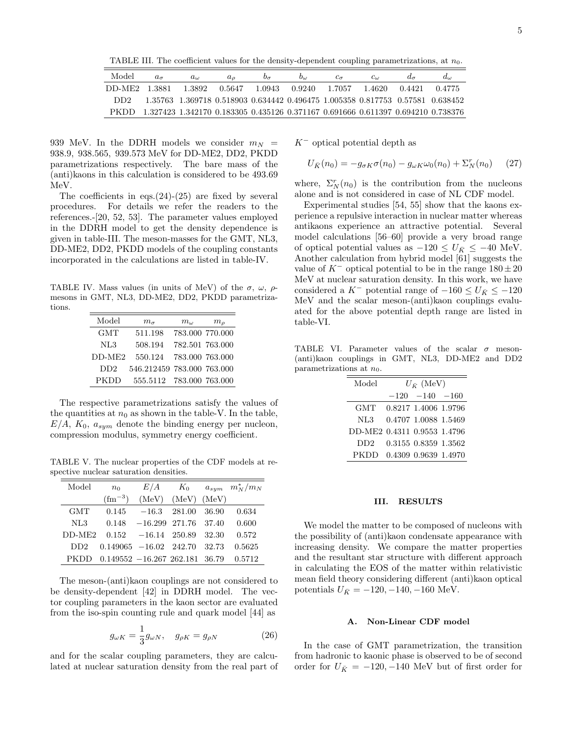TABLE III. The coefficient values for the density-dependent coupling parametrizations, at $n_0$.

| Model | $a_\sigma$ | $a_\omega$ | $a_\rho$ | $b_\sigma$ | $b_\omega$ | $c_\sigma$ | $c_\omega$ | $d_\sigma$ | $d_\omega$ |
|---|---|---|---|---|---|---|---|---|---|
| DD-ME2 | 1.3881 | 1.3892 | 0.5647 | 1.0943 | 0.9240 | 1.7057 | 1.4620 | 0.4421 | 0.4775 |
| DD2 | 1.35763 | 1.369718 | 0.518903 | 0.634442 | 0.496475 | 1.005358 | 0.817753 | 0.57581 | 0.638452 |
| PKDD | 1.327423 | 1.342170 | 0.183305 | 0.435126 | 0.371167 | 0.691666 | 0.611397 | 0.694210 | 0.738376 |

939 MeV. In the DDRH models we consider $m_N$ = 938.9, 938.565, 939.573 MeV for DD-ME2, DD2, PKDD parametrizations respectively. The bare mass of the (anti)kaons in this calculation is considered to be 493.69 MeV.

The coefficients in eqs.(24)-(25) are fixed by several procedures. For details we refer the readers to the references.-[20, 52, 53]. The parameter values employed in the DDRH model to get the density dependence is given in table-III. The meson-masses for the GMT, NL3, DD-ME2, DD2, PKDD models of the coupling constants incorporated in the calculations are listed in table-IV.

TABLE IV. Mass values (in units of MeV) of the $\sigma$, $\omega$, $\rho$-mesons in GMT, NL3, DD-ME2, DD2, PKDD parametrizations.

| Model | $m_\sigma$ | $m_\omega$ | $m_\rho$ |
|---|---|---|---|
| GMT | 511.198 | 783.000 | 770.000 |
| NL3 | 508.194 | 782.501 | 763.000 |
| DD-ME2 | 550.124 | 783.000 | 763.000 |
| DD2 | 546.212459 | 783.000 | 763.000 |
| PKDD | 555.5112 | 783.000 | 763.000 |

The respective parametrizations satisfy the values of the quantities at $n_0$ as shown in the table-V. In the table, $E/A$, $K_0$, $a_{sym}$ denote the binding energy per nucleon, compression modulus, symmetry energy coefficient.

TABLE V. The nuclear properties of the CDF models at respective nuclear saturation densities.

| Model | $n_0$ | $E/A$ | $K_0$ | $a_{sym}$ | $m_N^*/m_N$ |
|---|---|---|---|---|---|
| | (fm$^{-3}$) | (MeV) | (MeV) | (MeV) | |
| GMT | 0.145 | −16.3 | 281.00 | 36.90 | 0.634 |
| NL3 | 0.148 | −16.299 | 271.76 | 37.40 | 0.600 |
| DD-ME2 | 0.152 | −16.14 | 250.89 | 32.30 | 0.572 |
| DD2 | 0.149065 | −16.02 | 242.70 | 32.73 | 0.5625 |
| PKDD | 0.149552 | −16.267 | 262.181 | 36.79 | 0.5712 |

The meson-(anti)kaon couplings are not considered to be density-dependent [42] in DDRH model. The vector coupling parameters in the kaon sector are evaluated from the iso-spin counting rule and quark model [44] as

$$g_{\omega K} = \frac{1}{3} g_{\omega N}, \quad g_{\rho K} = g_{\rho N} \tag{26}$$

and for the scalar coupling parameters, they are calculated at nuclear saturation density from the real part of $K^-$ optical potential depth as

$$U_{\bar{K}}(n_0) = -g_{\sigma K}\sigma(n_0) - g_{\omega K}\omega_0(n_0) + \Sigma_N^r(n_0) \tag{27}$$

where, $\Sigma_N^r(n_0)$ is the contribution from the nucleons alone and is not considered in case of NL CDF model.

Experimental studies [54, 55] show that the kaons experience a repulsive interaction in nuclear matter whereas antikaons experience an attractive potential. Several model calculations [56–60] provide a very broad range of optical potential values as $-120 \leq U_{\bar{K}} \leq -40$ MeV. Another calculation from hybrid model [61] suggests the value of $K^-$ optical potential to be in the range $180 \pm 20$ MeV at nuclear saturation density. In this work, we have considered a $K^-$ potential range of $-160 \leq U_{\bar{K}} \leq -120$ MeV and the scalar meson-(anti)kaon couplings evaluated for the above potential depth range are listed in table-VI.

TABLE VI. Parameter values of the scalar $\sigma$ meson-(anti)kaon couplings in GMT, NL3, DD-ME2 and DD2 parametrizations at $n_0$.

| Model | $U_{\bar{K}}$ (MeV) | | |
|---|---|---|---|
| | −120 | −140 | −160 |
| GMT | 0.8217 | 1.4006 | 1.9796 |
| NL3 | 0.4707 | 1.0088 | 1.5469 |
| DD-ME2 | 0.4311 | 0.9553 | 1.4796 |
| DD2 | 0.3155 | 0.8359 | 1.3562 |
| PKDD | 0.4309 | 0.9639 | 1.4970 |

## III. RESULTS

We model the matter to be composed of nucleons with the possibility of (anti)kaon condensate appearance with increasing density. We compare the matter properties and the resultant star structure with different approach in calculating the EOS of the matter within relativistic mean field theory considering different (anti)kaon optical potentials $U_{\bar{K}} = -120, -140, -160$ MeV.

### A. Non-Linear CDF model

In the case of GMT parametrization, the transition from hadronic to kaonic phase is observed to be of second order for $U_{\bar{K}} = -120, -140$ MeV but of first order for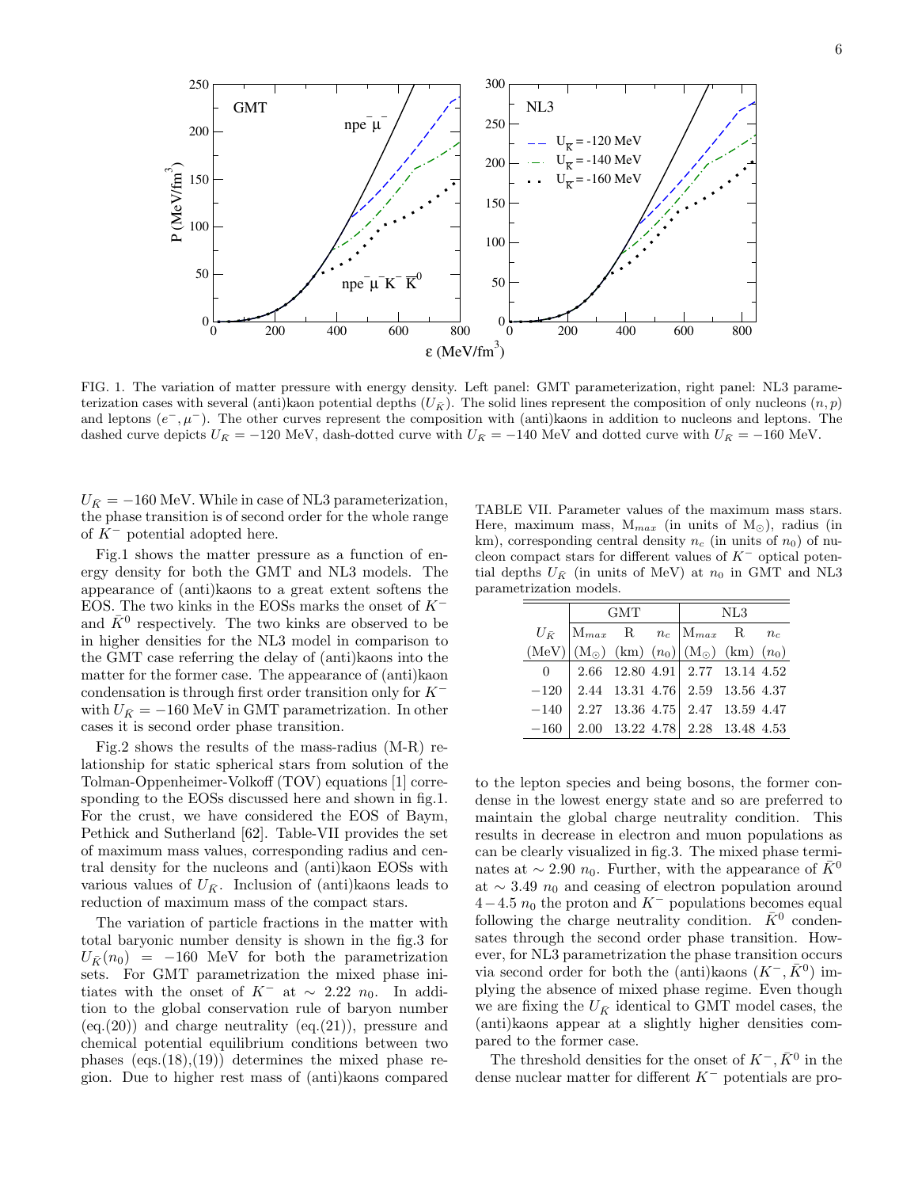FIG. 1. The variation of matter pressure with energy density. Left panel: GMT parameterization, right panel: NL3 parameterization cases with several (anti)kaon potential depths ($U_{\bar{K}}$). The solid lines represent the composition of only nucleons $(n, p)$ and leptons $(e^-, \mu^-)$. The other curves represent the composition with (anti)kaons in addition to nucleons and leptons. The dashed curve depicts $U_{\bar{K}} = -120$ MeV, dash-dotted curve with $U_{\bar{K}} = -140$ MeV and dotted curve with $U_{\bar{K}} = -160$ MeV.

$U_{\bar{K}} = -160$ MeV. While in case of NL3 parameterization, the phase transition is of second order for the whole range of $K^-$ potential adopted here.

Fig.1 shows the matter pressure as a function of energy density for both the GMT and NL3 models. The appearance of (anti)kaons to a great extent softens the EOS. The two kinks in the EOSs marks the onset of $K^-$ and $\bar{K}^0$ respectively. The two kinks are observed to be in higher densities for the NL3 model in comparison to the GMT case referring the delay of (anti)kaons into the matter for the former case. The appearance of (anti)kaon condensation is through first order transition only for $K^-$ with $U_{\bar{K}} = -160$ MeV in GMT parametrization. In other cases it is second order phase transition.

Fig.2 shows the results of the mass-radius (M-R) relationship for static spherical stars from solution of the Tolman-Oppenheimer-Volkoff (TOV) equations [1] corresponding to the EOSs discussed here and shown in fig.1. For the crust, we have considered the EOS of Baym, Pethick and Sutherland [62]. Table-VII provides the set of maximum mass values, corresponding radius and central density for the nucleons and (anti)kaon EOSs with various values of $U_{\bar{K}}$. Inclusion of (anti)kaons leads to reduction of maximum mass of the compact stars.

The variation of particle fractions in the matter with total baryonic number density is shown in the fig.3 for $U_{\bar{K}}(n_0) = -160$ MeV for both the parametrization sets. For GMT parametrization the mixed phase initiates with the onset of $K^-$ at $\sim 2.22\ n_0$. In addition to the global conservation rule of baryon number (eq.(20)) and charge neutrality (eq.(21)), pressure and chemical potential equilibrium conditions between two phases (eqs.(18),(19)) determines the mixed phase region. Due to higher rest mass of (anti)kaons compared to the lepton species and being bosons, the former condense in the lowest energy state and so are preferred to maintain the global charge neutrality condition. This results in decrease in electron and muon populations as can be clearly visualized in fig.3. The mixed phase terminates at $\sim 2.90\ n_0$. Further, with the appearance of $\bar{K}^0$ at $\sim 3.49\ n_0$ and ceasing of electron population around $4-4.5\ n_0$ the proton and $K^-$ populations becomes equal following the charge neutrality condition. $\bar{K}^0$ condensates through the second order phase transition. However, for NL3 parametrization the phase transition occurs via second order for both the (anti)kaons $(K^-, \bar{K}^0)$ implying the absence of mixed phase regime. Even though we are fixing the $U_{\bar{K}}$ identical to GMT model cases, the (anti)kaons appear at a slightly higher densities compared to the former case.

TABLE VII. Parameter values of the maximum mass stars. Here, maximum mass, $\text{M}_{max}$ (in units of $\text{M}_\odot$), radius (in km), corresponding central density $n_c$ (in units of $n_0$) of nucleon compact stars for different values of $K^-$ optical potential depths $U_{\bar{K}}$ (in units of MeV) at $n_0$ in GMT and NL3 parametrization models.

| $U_{\bar{K}}$ | GMT | | | NL3 | | |
|---|---|---|---|---|---|---|
| | $\text{M}_{max}$ | R | $n_c$ | $\text{M}_{max}$ | R | $n_c$ |
| (MeV) | $(\text{M}_\odot)$ | (km) | $(n_0)$ | $(\text{M}_\odot)$ | (km) | $(n_0)$ |
| 0 | 2.66 | 12.80 | 4.91 | 2.77 | 13.14 | 4.52 |
| −120 | 2.44 | 13.31 | 4.76 | 2.59 | 13.56 | 4.37 |
| −140 | 2.27 | 13.36 | 4.75 | 2.47 | 13.59 | 4.47 |
| −160 | 2.00 | 13.22 | 4.78 | 2.28 | 13.48 | 4.53 |

The threshold densities for the onset of $K^-, \bar{K}^0$ in the dense nuclear matter for different $K^-$ potentials are pro-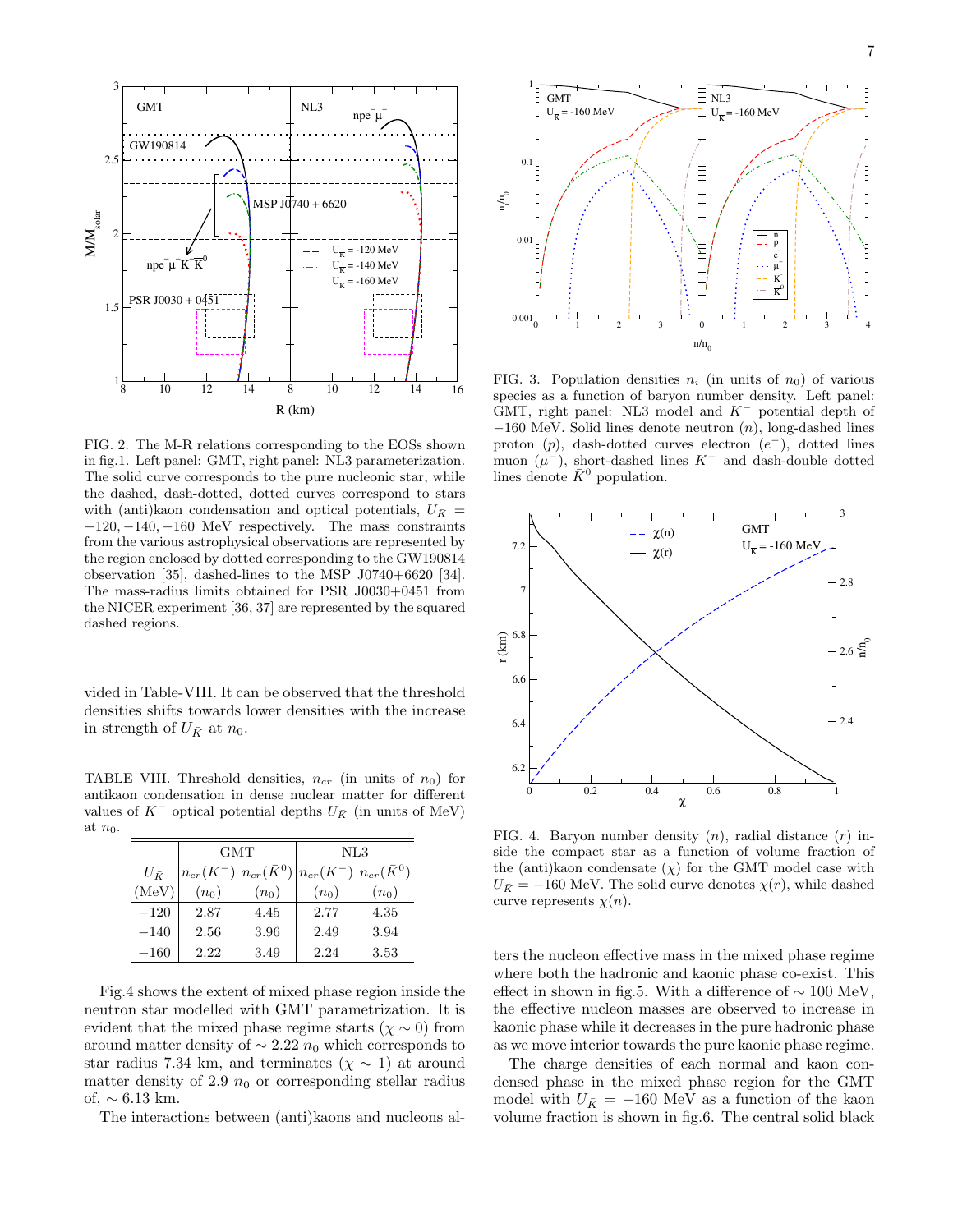FIG. 2. The M-R relations corresponding to the EOSs shown in fig.1. Left panel: GMT, right panel: NL3 parameterization. The solid curve corresponds to the pure nucleonic star, while the dashed, dash-dotted, dotted curves correspond to stars with (anti)kaon condensation and optical potentials, $U_{\bar{K}} = -120, -140, -160$ MeV respectively. The mass constraints from the various astrophysical observations are represented by the region enclosed by dotted corresponding to the GW190814 observation [35], dashed-lines to the MSP J0740+6620 [34]. The mass-radius limits obtained for PSR J0030+0451 from the NICER experiment [36, 37] are represented by the squared dashed regions.

vided in Table-VIII. It can be observed that the threshold densities shifts towards lower densities with the increase in strength of $U_{\bar{K}}$ at $n_0$.

TABLE VIII. Threshold densities, $n_{cr}$ (in units of $n_0$) for antikaon condensation in dense nuclear matter for different values of $K^-$ optical potential depths $U_{\bar{K}}$ (in units of MeV) at $n_0$.

| $U_{\bar{K}}$ | GMT | | NL3 | |
|---|---|---|---|---|
| | $n_{cr}(K^-)$ | $n_{cr}(\bar{K}^0)$ | $n_{cr}(K^-)$ | $n_{cr}(\bar{K}^0)$ |
| (MeV) | $(n_0)$ | $(n_0)$ | $(n_0)$ | $(n_0)$ |
| $-120$ | 2.87 | 4.45 | 2.77 | 4.35 |
| $-140$ | 2.56 | 3.96 | 2.49 | 3.94 |
| $-160$ | 2.22 | 3.49 | 2.24 | 3.53 |

Fig.4 shows the extent of mixed phase region inside the neutron star modelled with GMT parametrization. It is evident that the mixed phase regime starts ($\chi \sim 0$) from around matter density of $\sim 2.22\ n_0$ which corresponds to star radius 7.34 km, and terminates ($\chi \sim 1$) at around matter density of 2.9 $n_0$ or corresponding stellar radius of, $\sim 6.13$ km.

The interactions between (anti)kaons and nucleons alters the nucleon effective mass in the mixed phase regime where both the hadronic and kaonic phase co-exist. This effect in shown in fig.5. With a difference of $\sim 100$ MeV, the effective nucleon masses are observed to increase in kaonic phase while it decreases in the pure hadronic phase as we move interior towards the pure kaonic phase regime.

FIG. 3. Population densities $n_i$ (in units of $n_0$) of various species as a function of baryon number density. Left panel: GMT, right panel: NL3 model and $K^-$ potential depth of $-160$ MeV. Solid lines denote neutron ($n$), long-dashed lines proton ($p$), dash-dotted curves electron ($e^-$), dotted lines muon ($\mu^-$), short-dashed lines $K^-$ and dash-double dotted lines denote $\bar{K}^0$ population.

FIG. 4. Baryon number density ($n$), radial distance ($r$) inside the compact star as a function of volume fraction of the (anti)kaon condensate ($\chi$) for the GMT model case with $U_{\bar{K}} = -160$ MeV. The solid curve denotes $\chi(r)$, while dashed curve represents $\chi(n)$.

The charge densities of each normal and kaon condensed phase in the mixed phase region for the GMT model with $U_{\bar{K}} = -160$ MeV as a function of the kaon volume fraction is shown in fig.6. The central solid black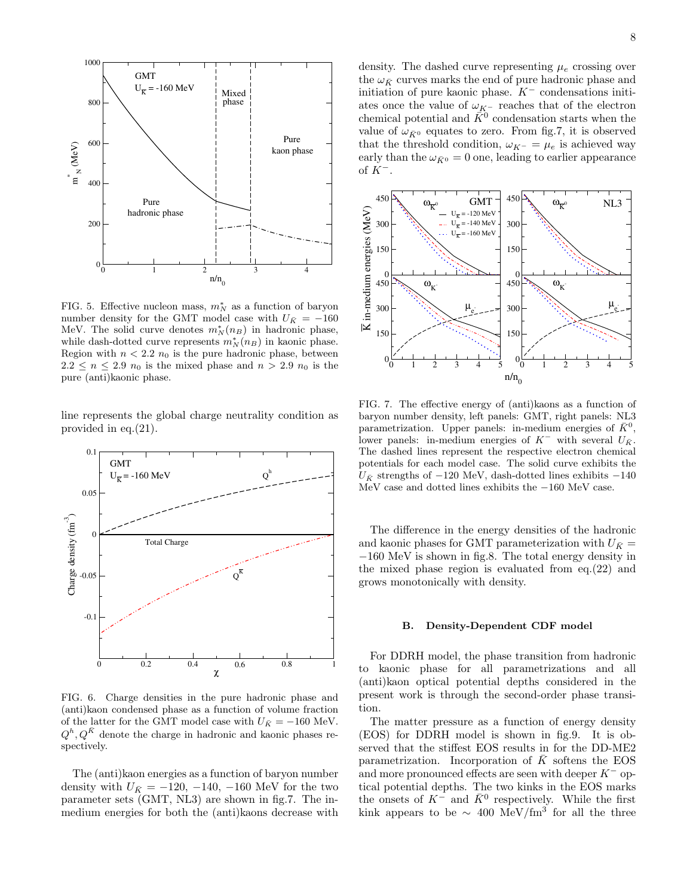FIG. 5. Effective nucleon mass, $m_N^*$ as a function of baryon number density for the GMT model case with $U_{\bar{K}} = -160$ MeV. The solid curve denotes $m_N^*(n_B)$ in hadronic phase, while dash-dotted curve represents $m_N^*(n_B)$ in kaonic phase. Region with $n < 2.2\ n_0$ is the pure hadronic phase, between $2.2 \leq n \leq 2.9\ n_0$ is the mixed phase and $n > 2.9\ n_0$ is the pure (anti)kaonic phase.

line represents the global charge neutrality condition as provided in eq.(21).

FIG. 6. Charge densities in the pure hadronic phase and (anti)kaon condensed phase as a function of volume fraction of the latter for the GMT model case with $U_{\bar{K}} = -160$ MeV. $Q^h, Q^{\bar{K}}$ denote the charge in hadronic and kaonic phases respectively.

The (anti)kaon energies as a function of baryon number density with $U_{\bar{K}} = -120, -140, -160$ MeV for the two parameter sets (GMT, NL3) are shown in fig.7. The in-medium energies for both the (anti)kaons decrease with density. The dashed curve representing $\mu_e$ crossing over the $\omega_{\bar{K}}$ curves marks the end of pure hadronic phase and initiation of pure kaonic phase. $K^-$ condensations initiates once the value of $\omega_{K^-}$ reaches that of the electron chemical potential and $\bar{K}^0$ condensation starts when the value of $\omega_{\bar{K}^0}$ equates to zero. From fig.7, it is observed that the threshold condition, $\omega_{K^-} = \mu_e$ is achieved way early than the $\omega_{\bar{K}^0} = 0$ one, leading to earlier appearance of $K^-$.

FIG. 7. The effective energy of (anti)kaons as a function of baryon number density, left panels: GMT, right panels: NL3 parametrization. Upper panels: in-medium energies of $\bar{K}^0$, lower panels: in-medium energies of $K^-$ with several $U_{\bar{K}}$. The dashed lines represent the respective electron chemical potentials for each model case. The solid curve exhibits the $U_{\bar{K}}$ strengths of $-120$ MeV, dash-dotted lines exhibits $-140$ MeV case and dotted lines exhibits the $-160$ MeV case.

The difference in the energy densities of the hadronic and kaonic phases for GMT parameterization with $U_{\bar{K}} = -160$ MeV is shown in fig.8. The total energy density in the mixed phase region is evaluated from eq.(22) and grows monotonically with density.

### B. Density-Dependent CDF model

For DDRH model, the phase transition from hadronic to kaonic phase for all parametrizations and all (anti)kaon optical potential depths considered in the present work is through the second-order phase transition.

The matter pressure as a function of energy density (EOS) for DDRH model is shown in fig.9. It is observed that the stiffest EOS results in for the DD-ME2 parametrization. Incorporation of $\bar{K}$ softens the EOS and more pronounced effects are seen with deeper $K^-$ optical potential depths. The two kinks in the EOS marks the onsets of $K^-$ and $\bar{K}^0$ respectively. While the first kink appears to be $\sim$ 400 MeV/fm$^3$ for all the three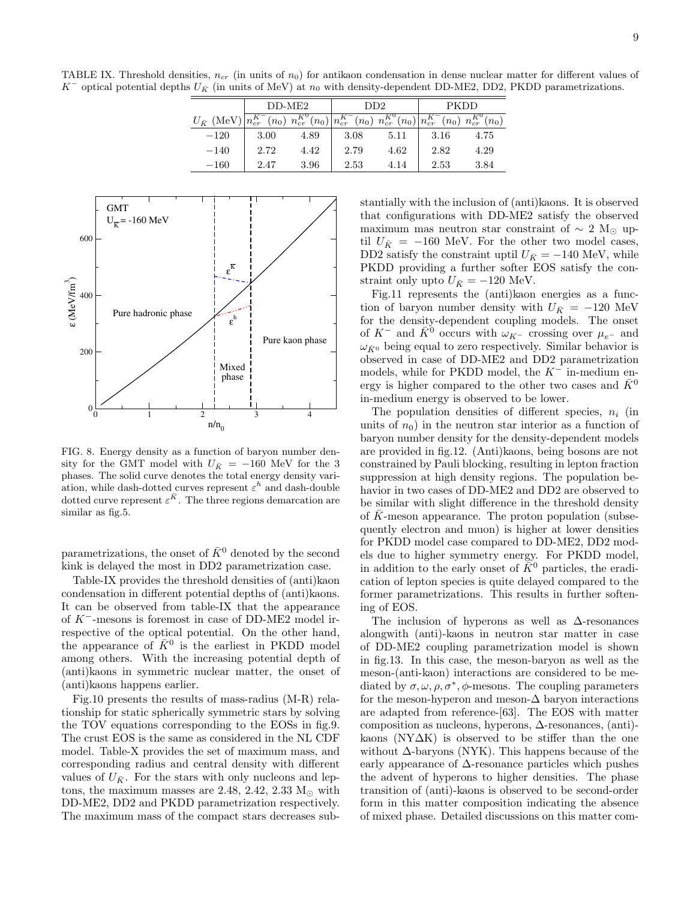TABLE IX. Threshold densities, $n_{cr}$ (in units of $n_0$) for antikaon condensation in dense nuclear matter for different values of $K^-$ optical potential depths $U_{\bar{K}}$ (in units of MeV) at $n_0$ with density-dependent DD-ME2, DD2, PKDD parametrizations.

| | DD-ME2 | | DD2 | | PKDD | |
|---|---|---|---|---|---|---|
| $U_{\bar{K}}$ (MeV) | $n_{cr}^{K^-}$ $(n_0)$ | $n_{cr}^{\bar{K}^0}$ $(n_0)$ | $n_{cr}^{K^-}$ $(n_0)$ | $n_{cr}^{\bar{K}^0}$ $(n_0)$ | $n_{cr}^{K^-}$ $(n_0)$ | $n_{cr}^{\bar{K}^0}$ $(n_0)$ |
| $-120$ | 3.00 | 4.89 | 3.08 | 5.11 | 3.16 | 4.75 |
| $-140$ | 2.72 | 4.42 | 2.79 | 4.62 | 2.82 | 4.29 |
| $-160$ | 2.47 | 3.96 | 2.53 | 4.14 | 2.53 | 3.84 |

FIG. 8. Energy density as a function of baryon number density for the GMT model with $U_{\bar{K}} = -160$ MeV for the 3 phases. The solid curve denotes the total energy density variation, while dash-dotted curves represent $\varepsilon^h$ and dash-double dotted curve represent $\varepsilon^{\bar{K}}$. The three regions demarcation are similar as fig.5.

parametrizations, the onset of $\bar{K}^0$ denoted by the second kink is delayed the most in DD2 parametrization case.

Table-IX provides the threshold densities of (anti)kaon condensation in different potential depths of (anti)kaons. It can be observed from table-IX that the appearance of $K^-$-mesons is foremost in case of DD-ME2 model irrespective of the optical potential. On the other hand, the appearance of $\bar{K}^0$ is the earliest in PKDD model among others. With the increasing potential depth of (anti)kaons in symmetric nuclear matter, the onset of (anti)kaons happens earlier.

Fig.10 presents the results of mass-radius (M-R) relationship for static spherically symmetric stars by solving the TOV equations corresponding to the EOSs in fig.9. The crust EOS is the same as considered in the NL CDF model. Table-X provides the set of maximum mass, and corresponding radius and central density with different values of $U_{\bar{K}}$. For the stars with only nucleons and leptons, the maximum masses are 2.48, 2.42, 2.33 $M_\odot$ with DD-ME2, DD2 and PKDD parametrization respectively. The maximum mass of the compact stars decreases substantially with the inclusion of (anti)kaons. It is observed that configurations with DD-ME2 satisfy the observed maximum mas neutron star constraint of $\sim 2$ $M_\odot$ uptil $U_{\bar{K}} = -160$ MeV. For the other two model cases, DD2 satisfy the constraint uptil $U_{\bar{K}} = -140$ MeV, while PKDD providing a further softer EOS satisfy the constraint only upto $U_{\bar{K}} = -120$ MeV.

Fig.11 represents the (anti)kaon energies as a function of baryon number density with $U_{\bar{K}} = -120$ MeV for the density-dependent coupling models. The onset of $K^-$ and $\bar{K}^0$ occurs with $\omega_{K^-}$ crossing over $\mu_{e^-}$ and $\omega_{\bar{K}^0}$ being equal to zero respectively. Similar behavior is observed in case of DD-ME2 and DD2 parametrization models, while for PKDD model, the $K^-$ in-medium energy is higher compared to the other two cases and $\bar{K}^0$ in-medium energy is observed to be lower.

The population densities of different species, $n_i$ (in units of $n_0$) in the neutron star interior as a function of baryon number density for the density-dependent models are provided in fig.12. (Anti)kaons, being bosons are not constrained by Pauli blocking, resulting in lepton fraction suppression at high density regions. The population behavior in two cases of DD-ME2 and DD2 are observed to be similar with slight difference in the threshold density of $\bar{K}$-meson appearance. The proton population (subsequently electron and muon) is higher at lower densities for PKDD model case compared to DD-ME2, DD2 models due to higher symmetry energy. For PKDD model, in addition to the early onset of $\bar{K}^0$ particles, the eradication of lepton species is quite delayed compared to the former parametrizations. This results in further softening of EOS.

The inclusion of hyperons as well as $\Delta$-resonances alongwith (anti)-kaons in neutron star matter in case of DD-ME2 coupling parametrization model is shown in fig.13. In this case, the meson-baryon as well as the meson-(anti-kaon) interactions are considered to be mediated by $\sigma, \omega, \rho, \sigma^*, \phi$-mesons. The coupling parameters for the meson-hyperon and meson-$\Delta$ baryon interactions are adapted from reference-[63]. The EOS with matter composition as nucleons, hyperons, $\Delta$-resonances, (anti)-kaons (NY$\Delta$K) is observed to be stiffer than the one without $\Delta$-baryons (NYK). This happens because of the early appearance of $\Delta$-resonance particles which pushes the advent of hyperons to higher densities. The phase transition of (anti)-kaons is observed to be second-order form in this matter composition indicating the absence of mixed phase. Detailed discussions on this matter com-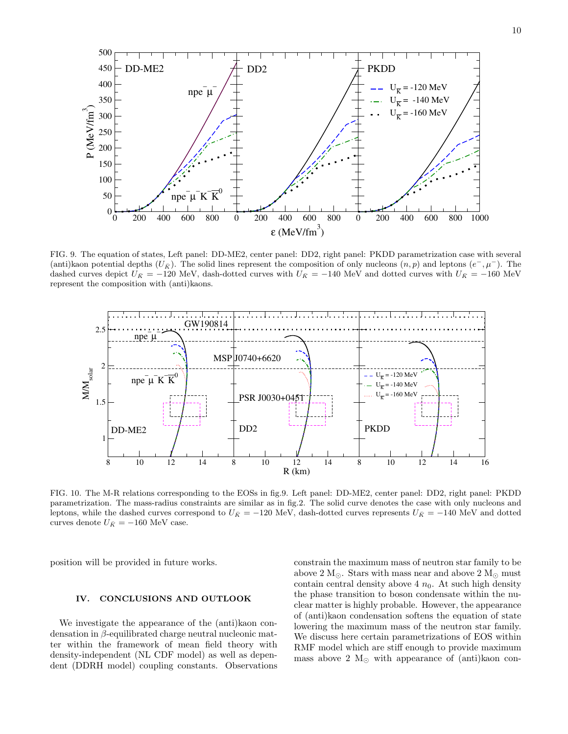FIG. 9. The equation of states, Left panel: DD-ME2, center panel: DD2, right panel: PKDD parametrization case with several (anti)kaon potential depths ($U_{\bar{K}}$). The solid lines represent the composition of only nucleons $(n, p)$ and leptons $(e^-, \mu^-)$. The dashed curves depict $U_{\bar{K}} = -120$ MeV, dash-dotted curves with $U_{\bar{K}} = -140$ MeV and dotted curves with $U_{\bar{K}} = -160$ MeV represent the composition with (anti)kaons.

FIG. 10. The M-R relations corresponding to the EOSs in fig.9. Left panel: DD-ME2, center panel: DD2, right panel: PKDD parametrization. The mass-radius constraints are similar as in fig.2. The solid curve denotes the case with only nucleons and leptons, while the dashed curves correspond to $U_{\bar{K}} = -120$ MeV, dash-dotted curves represents $U_{\bar{K}} = -140$ MeV and dotted curves denote $U_{\bar{K}} = -160$ MeV case.

position will be provided in future works.

## IV. CONCLUSIONS AND OUTLOOK

We investigate the appearance of the (anti)kaon condensation in $\beta$-equilibrated charge neutral nucleonic matter within the framework of mean field theory with density-independent (NL CDF model) as well as dependent (DDRH model) coupling constants. Observations constrain the maximum mass of neutron star family to be above 2 $M_\odot$. Stars with mass near and above 2 $M_\odot$ must contain central density above 4 $n_0$. At such high density the phase transition to boson condensate within the nuclear matter is highly probable. However, the appearance of (anti)kaon condensation softens the equation of state lowering the maximum mass of the neutron star family. We discuss here certain parametrizations of EOS within RMF model which are stiff enough to provide maximum mass above 2 $M_\odot$ with appearance of (anti)kaon con-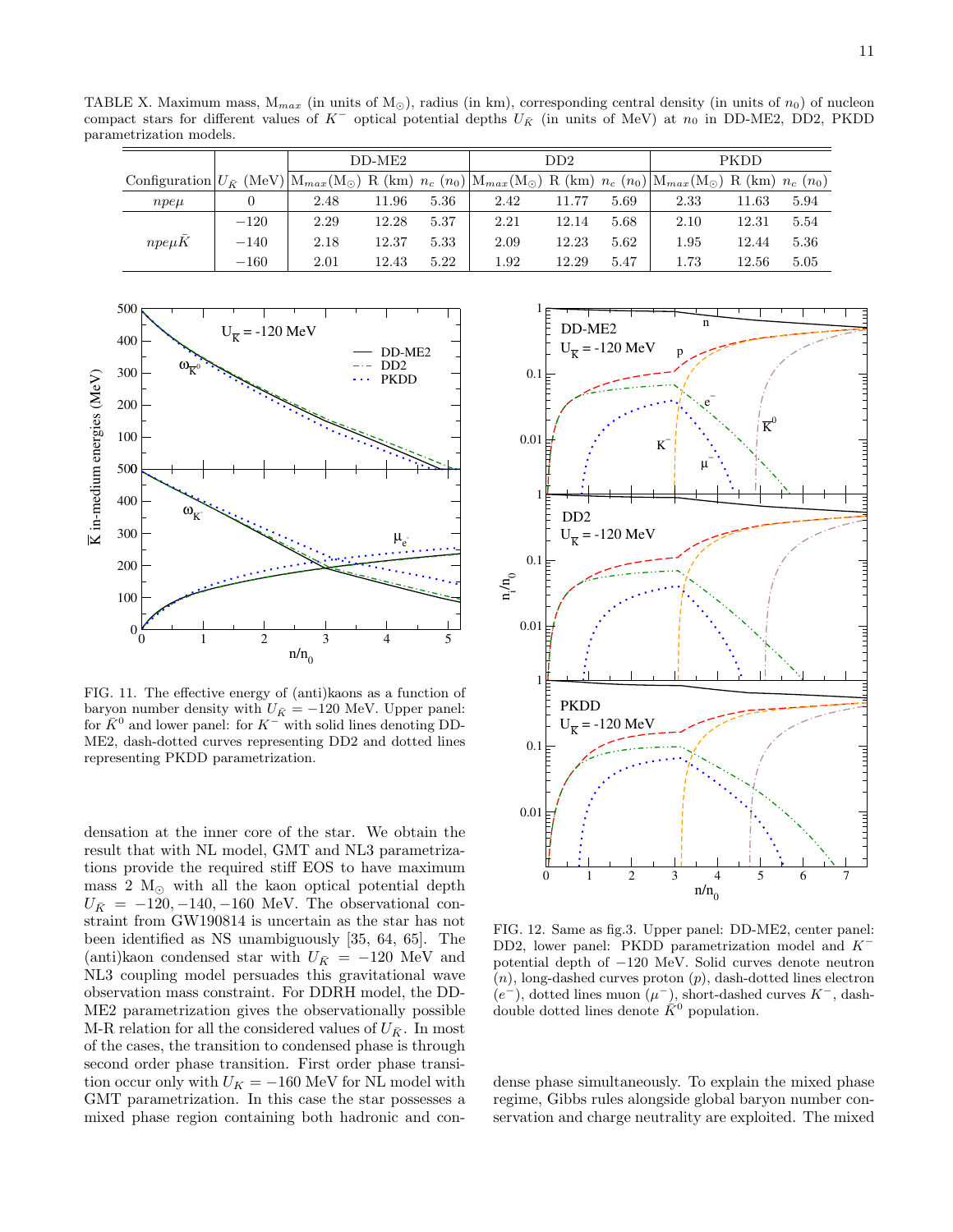TABLE X. Maximum mass, $M_{max}$ (in units of $M_\odot$), radius (in km), corresponding central density (in units of $n_0$) of nucleon compact stars for different values of $K^-$ optical potential depths $U_{\bar{K}}$ (in units of MeV) at $n_0$ in DD-ME2, DD2, PKDD parametrization models.

| Configuration | $U_{\bar{K}}$ (MeV) | DD-ME2 | | | DD2 | | | PKDD | | |
|---|---|---|---|---|---|---|---|---|---|---|
| | | $M_{max}(M_\odot)$ | R (km) | $n_c$ ($n_0$) | $M_{max}(M_\odot)$ | R (km) | $n_c$ ($n_0$) | $M_{max}(M_\odot)$ | R (km) | $n_c$ ($n_0$) |
| $npe\mu$ | 0 | 2.48 | 11.96 | 5.36 | 2.42 | 11.77 | 5.69 | 2.33 | 11.63 | 5.94 |
| $npe\mu\bar{K}$ | −120 | 2.29 | 12.28 | 5.37 | 2.21 | 12.14 | 5.68 | 2.10 | 12.31 | 5.54 |
| | −140 | 2.18 | 12.37 | 5.33 | 2.09 | 12.23 | 5.62 | 1.95 | 12.44 | 5.36 |
| | −160 | 2.01 | 12.43 | 5.22 | 1.92 | 12.29 | 5.47 | 1.73 | 12.56 | 5.05 |

FIG. 11. The effective energy of (anti)kaons as a function of baryon number density with $U_{\bar{K}} = -120$ MeV. Upper panel: for $\bar{K}^0$ and lower panel: for $K^-$ with solid lines denoting DD-ME2, dash-dotted curves representing DD2 and dotted lines representing PKDD parametrization.

FIG. 12. Same as fig.3. Upper panel: DD-ME2, center panel: DD2, lower panel: PKDD parametrization model and $K^-$ potential depth of −120 MeV. Solid curves denote neutron ($n$), long-dashed curves proton ($p$), dash-dotted lines electron ($e^-$), dotted lines muon ($\mu^-$), short-dashed curves $K^-$, dash-double dotted lines denote $\bar{K}^0$ population.

densation at the inner core of the star. We obtain the result that with NL model, GMT and NL3 parametrizations provide the required stiff EOS to have maximum mass 2 $M_\odot$ with all the kaon optical potential depth $U_{\bar{K}} = -120, -140, -160$ MeV. The observational constraint from GW190814 is uncertain as the star has not been identified as NS unambiguously [35, 64, 65]. The (anti)kaon condensed star with $U_{\bar{K}} = -120$ MeV and NL3 coupling model persuades this gravitational wave observation mass constraint. For DDRH model, the DD-ME2 parametrization gives the observationally possible M-R relation for all the considered values of $U_{\bar{K}}$. In most of the cases, the transition to condensed phase is through second order phase transition. First order phase transition occur only with $U_K = -160$ MeV for NL model with GMT parametrization. In this case the star possesses a mixed phase region containing both hadronic and condense phase simultaneously. To explain the mixed phase regime, Gibbs rules alongside global baryon number conservation and charge neutrality are exploited. The mixed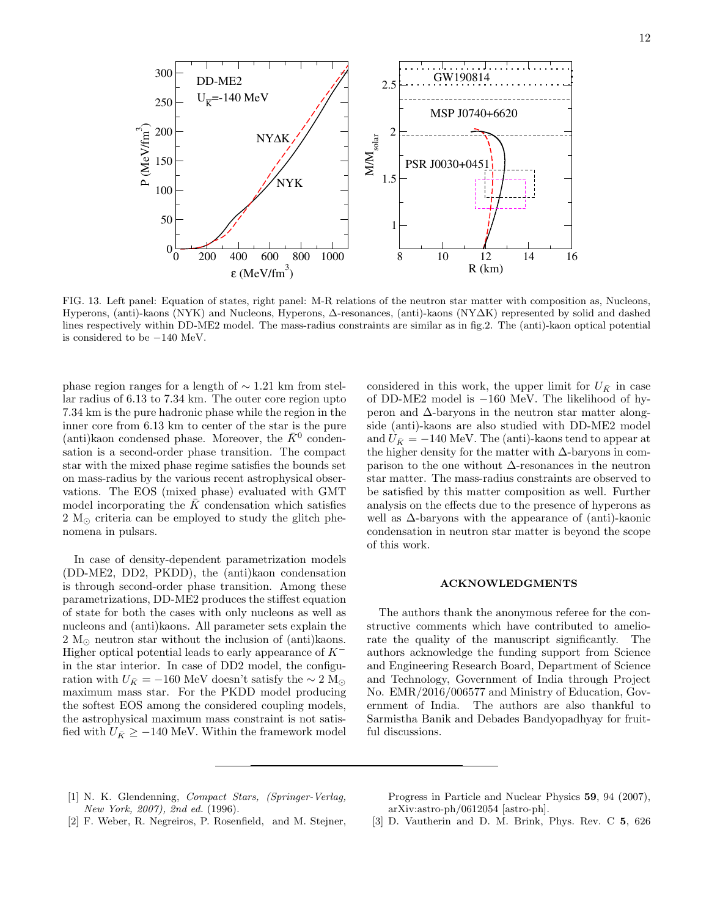FIG. 13. Left panel: Equation of states, right panel: M-R relations of the neutron star matter with composition as, Nucleons, Hyperons, (anti)-kaons (NYK) and Nucleons, Hyperons, Δ-resonances, (anti)-kaons (NYΔK) represented by solid and dashed lines respectively within DD-ME2 model. The mass-radius constraints are similar as in fig.2. The (anti)-kaon optical potential is considered to be −140 MeV.

phase region ranges for a length of ∼ 1.21 km from stellar radius of 6.13 to 7.34 km. The outer core region upto 7.34 km is the pure hadronic phase while the region in the inner core from 6.13 km to center of the star is the pure (anti)kaon condensed phase. Moreover, the $\bar{K}^0$ condensation is a second-order phase transition. The compact star with the mixed phase regime satisfies the bounds set on mass-radius by the various recent astrophysical observations. The EOS (mixed phase) evaluated with GMT model incorporating the $\bar{K}$ condensation which satisfies 2 $M_\odot$ criteria can be employed to study the glitch phenomena in pulsars.

In case of density-dependent parametrization models (DD-ME2, DD2, PKDD), the (anti)kaon condensation is through second-order phase transition. Among these parametrizations, DD-ME2 produces the stiffest equation of state for both the cases with only nucleons as well as nucleons and (anti)kaons. All parameter sets explain the 2 $M_\odot$ neutron star without the inclusion of (anti)kaons. Higher optical potential leads to early appearance of $K^-$ in the star interior. In case of DD2 model, the configuration with $U_{\bar{K}} = -160$ MeV doesn't satisfy the ∼ 2 $M_\odot$ maximum mass star. For the PKDD model producing the softest EOS among the considered coupling models, the astrophysical maximum mass constraint is not satisfied with $U_{\bar{K}} \geq -140$ MeV. Within the framework model considered in this work, the upper limit for $U_{\bar{K}}$ in case of DD-ME2 model is −160 MeV. The likelihood of hyperon and Δ-baryons in the neutron star matter alongside (anti)-kaons are also studied with DD-ME2 model and $U_{\bar{K}} = -140$ MeV. The (anti)-kaons tend to appear at the higher density for the matter with Δ-baryons in comparison to the one without Δ-resonances in the neutron star matter. The mass-radius constraints are observed to be satisfied by this matter composition as well. Further analysis on the effects due to the presence of hyperons as well as Δ-baryons with the appearance of (anti)-kaonic condensation in neutron star matter is beyond the scope of this work.

## ACKNOWLEDGMENTS

The authors thank the anonymous referee for the constructive comments which have contributed to ameliorate the quality of the manuscript significantly. The authors acknowledge the funding support from Science and Engineering Research Board, Department of Science and Technology, Government of India through Project No. EMR/2016/006577 and Ministry of Education, Government of India. The authors are also thankful to Sarmistha Banik and Debades Bandyopadhyay for fruitful discussions.

---

[1] N. K. Glendenning, *Compact Stars, (Springer-Verlag, New York, 2007), 2nd ed.* (1996).

[2] F. Weber, R. Negreiros, P. Rosenfield, and M. Stejner, Progress in Particle and Nuclear Physics **59**, 94 (2007), arXiv:astro-ph/0612054 [astro-ph].

[3] D. Vautherin and D. M. Brink, Phys. Rev. C **5**, 626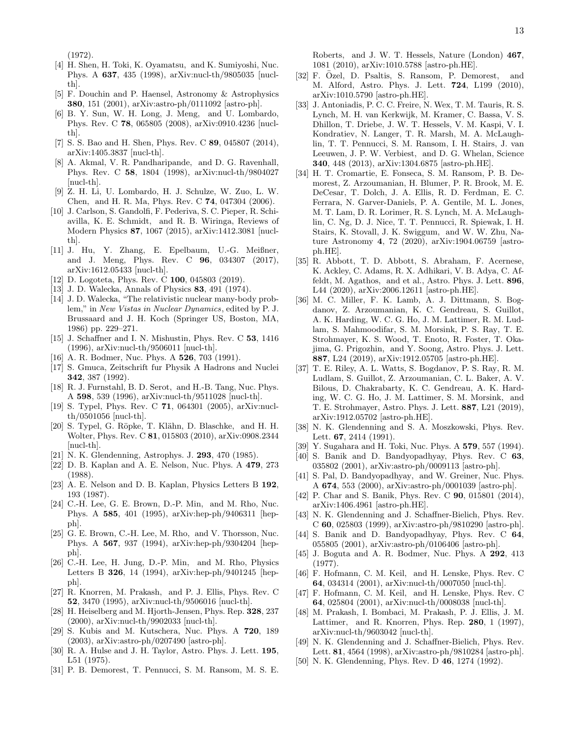(1972).

[4] H. Shen, H. Toki, K. Oyamatsu, and K. Sumiyoshi, Nuc. Phys. A **637**, 435 (1998), arXiv:nucl-th/9805035 [nucl-th].

[5] F. Douchin and P. Haensel, Astronomy & Astrophysics **380**, 151 (2001), arXiv:astro-ph/0111092 [astro-ph].

[6] B. Y. Sun, W. H. Long, J. Meng, and U. Lombardo, Phys. Rev. C **78**, 065805 (2008), arXiv:0910.4236 [nucl-th].

[7] S. S. Bao and H. Shen, Phys. Rev. C **89**, 045807 (2014), arXiv:1405.3837 [nucl-th].

[8] A. Akmal, V. R. Pandharipande, and D. G. Ravenhall, Phys. Rev. C **58**, 1804 (1998), arXiv:nucl-th/9804027 [nucl-th].

[9] Z. H. Li, U. Lombardo, H. J. Schulze, W. Zuo, L. W. Chen, and H. R. Ma, Phys. Rev. C **74**, 047304 (2006).

[10] J. Carlson, S. Gandolfi, F. Pederiva, S. C. Pieper, R. Schiavilla, K. E. Schmidt, and R. B. Wiringa, Reviews of Modern Physics **87**, 1067 (2015), arXiv:1412.3081 [nucl-th].

[11] J. Hu, Y. Zhang, E. Epelbaum, U.-G. Meißner, and J. Meng, Phys. Rev. C **96**, 034307 (2017), arXiv:1612.05433 [nucl-th].

[12] D. Logoteta, Phys. Rev. C **100**, 045803 (2019).

[13] J. D. Walecka, Annals of Physics **83**, 491 (1974).

[14] J. D. Walecka, "The relativistic nuclear many-body problem," in *New Vistas in Nuclear Dynamics*, edited by P. J. Brussaard and J. H. Koch (Springer US, Boston, MA, 1986) pp. 229–271.

[15] J. Schaffner and I. N. Mishustin, Phys. Rev. C **53**, 1416 (1996), arXiv:nucl-th/9506011 [nucl-th].

[16] A. R. Bodmer, Nuc. Phys. A **526**, 703 (1991).

[17] S. Gmuca, Zeitschrift fur Physik A Hadrons and Nuclei **342**, 387 (1992).

[18] R. J. Furnstahl, B. D. Serot, and H.-B. Tang, Nuc. Phys. A **598**, 539 (1996), arXiv:nucl-th/9511028 [nucl-th].

[19] S. Typel, Phys. Rev. C **71**, 064301 (2005), arXiv:nucl-th/0501056 [nucl-th].

[20] S. Typel, G. Röpke, T. Klähn, D. Blaschke, and H. H. Wolter, Phys. Rev. C **81**, 015803 (2010), arXiv:0908.2344 [nucl-th].

[21] N. K. Glendenning, Astrophys. J. **293**, 470 (1985).

[22] D. B. Kaplan and A. E. Nelson, Nuc. Phys. A **479**, 273 (1988).

[23] A. E. Nelson and D. B. Kaplan, Physics Letters B **192**, 193 (1987).

[24] C.-H. Lee, G. E. Brown, D.-P. Min, and M. Rho, Nuc. Phys. A **585**, 401 (1995), arXiv:hep-ph/9406311 [hep-ph].

[25] G. E. Brown, C.-H. Lee, M. Rho, and V. Thorsson, Nuc. Phys. A **567**, 937 (1994), arXiv:hep-ph/9304204 [hep-ph].

[26] C.-H. Lee, H. Jung, D.-P. Min, and M. Rho, Physics Letters B **326**, 14 (1994), arXiv:hep-ph/9401245 [hep-ph].

[27] R. Knorren, M. Prakash, and P. J. Ellis, Phys. Rev. C **52**, 3470 (1995), arXiv:nucl-th/9506016 [nucl-th].

[28] H. Heiselberg and M. Hjorth-Jensen, Phys. Rep. **328**, 237 (2000), arXiv:nucl-th/9902033 [nucl-th].

[29] S. Kubis and M. Kutschera, Nuc. Phys. A **720**, 189 (2003), arXiv:astro-ph/0207490 [astro-ph].

[30] R. A. Hulse and J. H. Taylor, Astro. Phys. J. Lett. **195**, L51 (1975).

[31] P. B. Demorest, T. Pennucci, S. M. Ransom, M. S. E. Roberts, and J. W. T. Hessels, Nature (London) **467**, 1081 (2010), arXiv:1010.5788 [astro-ph.HE].

[32] F. Özel, D. Psaltis, S. Ransom, P. Demorest, and M. Alford, Astro. Phys. J. Lett. **724**, L199 (2010), arXiv:1010.5790 [astro-ph.HE].

[33] J. Antoniadis, P. C. C. Freire, N. Wex, T. M. Tauris, R. S. Lynch, M. H. van Kerkwijk, M. Kramer, C. Bassa, V. S. Dhillon, T. Driebe, J. W. T. Hessels, V. M. Kaspi, V. I. Kondratiev, N. Langer, T. R. Marsh, M. A. McLaughlin, T. T. Pennucci, S. M. Ransom, I. H. Stairs, J. van Leeuwen, J. P. W. Verbiest, and D. G. Whelan, Science **340**, 448 (2013), arXiv:1304.6875 [astro-ph.HE].

[34] H. T. Cromartie, E. Fonseca, S. M. Ransom, P. B. Demorest, Z. Arzoumanian, H. Blumer, P. R. Brook, M. E. DeCesar, T. Dolch, J. A. Ellis, R. D. Ferdman, E. C. Ferrara, N. Garver-Daniels, P. A. Gentile, M. L. Jones, M. T. Lam, D. R. Lorimer, R. S. Lynch, M. A. McLaughlin, C. Ng, D. J. Nice, T. T. Pennucci, R. Spiewak, I. H. Stairs, K. Stovall, J. K. Swiggum, and W. W. Zhu, Nature Astronomy **4**, 72 (2020), arXiv:1904.06759 [astro-ph.HE].

[35] R. Abbott, T. D. Abbott, S. Abraham, F. Acernese, K. Ackley, C. Adams, R. X. Adhikari, V. B. Adya, C. Affeldt, M. Agathos, and et al., Astro. Phys. J. Lett. **896**, L44 (2020), arXiv:2006.12611 [astro-ph.HE].

[36] M. C. Miller, F. K. Lamb, A. J. Dittmann, S. Bogdanov, Z. Arzoumanian, K. C. Gendreau, S. Guillot, A. K. Harding, W. C. G. Ho, J. M. Lattimer, R. M. Ludlam, S. Mahmoodifar, S. M. Morsink, P. S. Ray, T. E. Strohmayer, K. S. Wood, T. Enoto, R. Foster, T. Okajima, G. Prigozhin, and Y. Soong, Astro. Phys. J. Lett. **887**, L24 (2019), arXiv:1912.05705 [astro-ph.HE].

[37] T. E. Riley, A. L. Watts, S. Bogdanov, P. S. Ray, R. M. Ludlam, S. Guillot, Z. Arzoumanian, C. L. Baker, A. V. Bilous, D. Chakrabarty, K. C. Gendreau, A. K. Harding, W. C. G. Ho, J. M. Lattimer, S. M. Morsink, and T. E. Strohmayer, Astro. Phys. J. Lett. **887**, L21 (2019), arXiv:1912.05702 [astro-ph.HE].

[38] N. K. Glendenning and S. A. Moszkowski, Phys. Rev. Lett. **67**, 2414 (1991).

[39] Y. Sugahara and H. Toki, Nuc. Phys. A **579**, 557 (1994).

[40] S. Banik and D. Bandyopadhyay, Phys. Rev. C **63**, 035802 (2001), arXiv:astro-ph/0009113 [astro-ph].

[41] S. Pal, D. Bandyopadhyay, and W. Greiner, Nuc. Phys. A **674**, 553 (2000), arXiv:astro-ph/0001039 [astro-ph].

[42] P. Char and S. Banik, Phys. Rev. C **90**, 015801 (2014), arXiv:1406.4961 [astro-ph.HE].

[43] N. K. Glendenning and J. Schaffner-Bielich, Phys. Rev. C **60**, 025803 (1999), arXiv:astro-ph/9810290 [astro-ph].

[44] S. Banik and D. Bandyopadhyay, Phys. Rev. C **64**, 055805 (2001), arXiv:astro-ph/0106406 [astro-ph].

[45] J. Boguta and A. R. Bodmer, Nuc. Phys. A **292**, 413 (1977).

[46] F. Hofmann, C. M. Keil, and H. Lenske, Phys. Rev. C **64**, 034314 (2001), arXiv:nucl-th/0007050 [nucl-th].

[47] F. Hofmann, C. M. Keil, and H. Lenske, Phys. Rev. C **64**, 025804 (2001), arXiv:nucl-th/0008038 [nucl-th].

[48] M. Prakash, I. Bombaci, M. Prakash, P. J. Ellis, J. M. Lattimer, and R. Knorren, Phys. Rep. **280**, 1 (1997), arXiv:nucl-th/9603042 [nucl-th].

[49] N. K. Glendenning and J. Schaffner-Bielich, Phys. Rev. Lett. **81**, 4564 (1998), arXiv:astro-ph/9810284 [astro-ph].

[50] N. K. Glendenning, Phys. Rev. D **46**, 1274 (1992).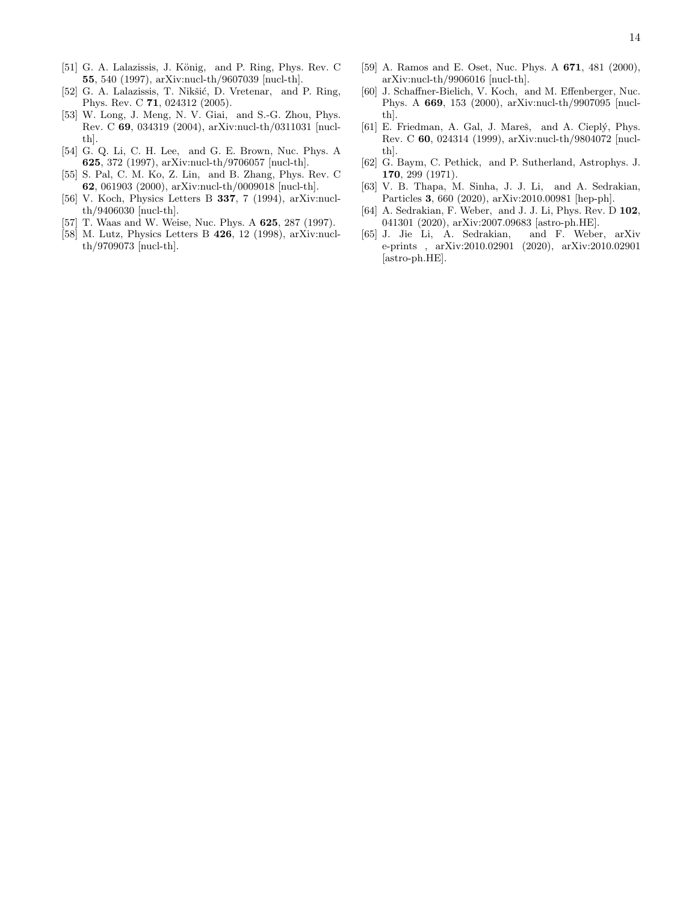[51] G. A. Lalazissis, J. König, and P. Ring, Phys. Rev. C **55**, 540 (1997), arXiv:nucl-th/9607039 [nucl-th].

[52] G. A. Lalazissis, T. Nikšić, D. Vretenar, and P. Ring, Phys. Rev. C **71**, 024312 (2005).

[53] W. Long, J. Meng, N. V. Giai, and S.-G. Zhou, Phys. Rev. C **69**, 034319 (2004), arXiv:nucl-th/0311031 [nucl-th].

[54] G. Q. Li, C. H. Lee, and G. E. Brown, Nuc. Phys. A **625**, 372 (1997), arXiv:nucl-th/9706057 [nucl-th].

[55] S. Pal, C. M. Ko, Z. Lin, and B. Zhang, Phys. Rev. C **62**, 061903 (2000), arXiv:nucl-th/0009018 [nucl-th].

[56] V. Koch, Physics Letters B **337**, 7 (1994), arXiv:nucl-th/9406030 [nucl-th].

[57] T. Waas and W. Weise, Nuc. Phys. A **625**, 287 (1997).

[58] M. Lutz, Physics Letters B **426**, 12 (1998), arXiv:nucl-th/9709073 [nucl-th].

[59] A. Ramos and E. Oset, Nuc. Phys. A **671**, 481 (2000), arXiv:nucl-th/9906016 [nucl-th].

[60] J. Schaffner-Bielich, V. Koch, and M. Effenberger, Nuc. Phys. A **669**, 153 (2000), arXiv:nucl-th/9907095 [nucl-th].

[61] E. Friedman, A. Gal, J. Mareš, and A. Cieplý, Phys. Rev. C **60**, 024314 (1999), arXiv:nucl-th/9804072 [nucl-th].

[62] G. Baym, C. Pethick, and P. Sutherland, Astrophys. J. **170**, 299 (1971).

[63] V. B. Thapa, M. Sinha, J. J. Li, and A. Sedrakian, Particles **3**, 660 (2020), arXiv:2010.00981 [hep-ph].

[64] A. Sedrakian, F. Weber, and J. J. Li, Phys. Rev. D **102**, 041301 (2020), arXiv:2007.09683 [astro-ph.HE].

[65] J. Jie Li, A. Sedrakian, and F. Weber, arXiv e-prints , arXiv:2010.02901 (2020), arXiv:2010.02901 [astro-ph.HE].